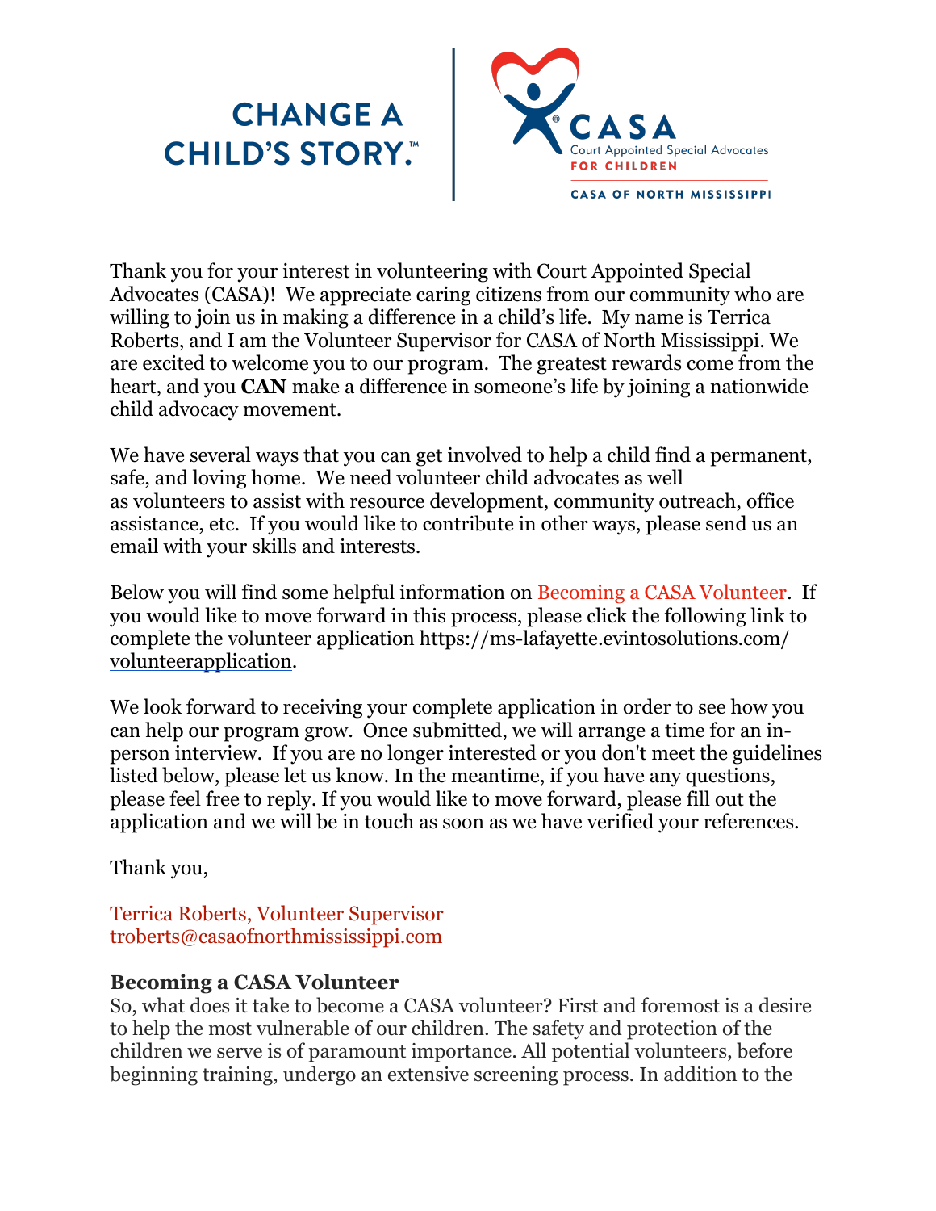CHANGE A CHILD'S STORY.™

CASA Court Appointed Special Advocates FOR CHILDREN

CASA OF NORTH MISSISSIPPI

Thank you for your interest in volunteering with Court Appointed Special Advocates (CASA)! We appreciate caring citizens from our community who are willing to join us in making a difference in a child's life. My name is Terrica Roberts, and I am the Volunteer Supervisor for CASA of North Mississippi. We are excited to welcome you to our program. The greatest rewards come from the heart, and you **CAN** make a difference in someone's life by joining a nationwide child advocacy movement.

We have several ways that you can get involved to help a child find a permanent, safe, and loving home. We need volunteer child advocates as well as volunteers to assist with resource development, community outreach, office assistance, etc. If you would like to contribute in other ways, please send us an email with your skills and interests.

Below you will find some helpful information on Becoming a CASA Volunteer. If you would like to move forward in this process, please click the following link to complete the volunteer application https://ms-lafayette.evintosolutions.com/volunteerapplication.

We look forward to receiving your complete application in order to see how you can help our program grow. Once submitted, we will arrange a time for an in-person interview. If you are no longer interested or you don't meet the guidelines listed below, please let us know. In the meantime, if you have any questions, please feel free to reply. If you would like to move forward, please fill out the application and we will be in touch as soon as we have verified your references.

Thank you,

Terrica Roberts, Volunteer Supervisor
troberts@casaofnorthmississippi.com

### Becoming a CASA Volunteer

So, what does it take to become a CASA volunteer? First and foremost is a desire to help the most vulnerable of our children. The safety and protection of the children we serve is of paramount importance. All potential volunteers, before beginning training, undergo an extensive screening process. In addition to the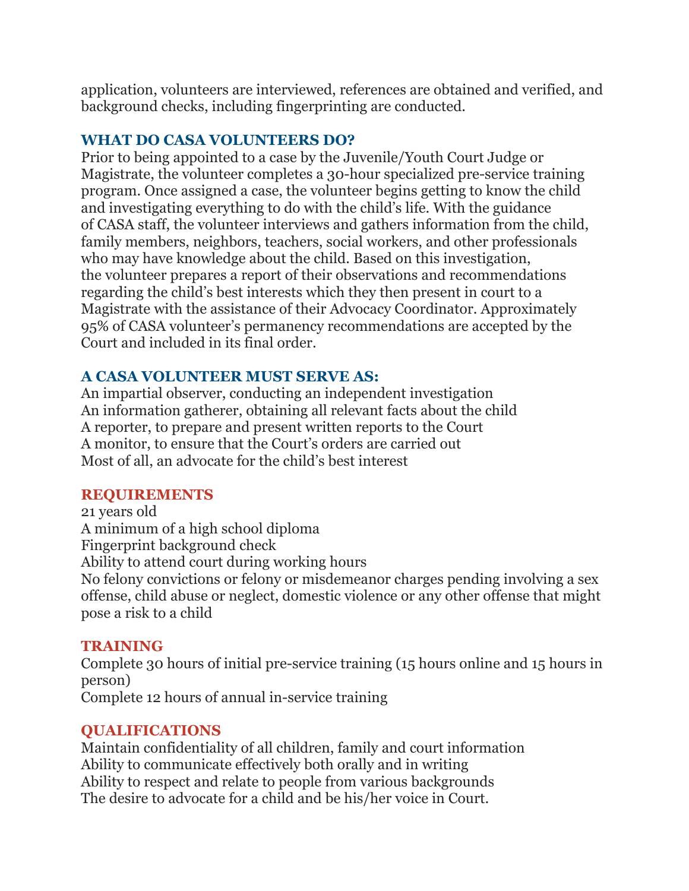application, volunteers are interviewed, references are obtained and verified, and background checks, including fingerprinting are conducted.

## WHAT DO CASA VOLUNTEERS DO?

Prior to being appointed to a case by the Juvenile/Youth Court Judge or Magistrate, the volunteer completes a 30-hour specialized pre-service training program. Once assigned a case, the volunteer begins getting to know the child and investigating everything to do with the child's life. With the guidance of CASA staff, the volunteer interviews and gathers information from the child, family members, neighbors, teachers, social workers, and other professionals who may have knowledge about the child. Based on this investigation, the volunteer prepares a report of their observations and recommendations regarding the child's best interests which they then present in court to a Magistrate with the assistance of their Advocacy Coordinator. Approximately 95% of CASA volunteer's permanency recommendations are accepted by the Court and included in its final order.

## A CASA VOLUNTEER MUST SERVE AS:

An impartial observer, conducting an independent investigation
An information gatherer, obtaining all relevant facts about the child
A reporter, to prepare and present written reports to the Court
A monitor, to ensure that the Court's orders are carried out
Most of all, an advocate for the child's best interest

## REQUIREMENTS

21 years old
A minimum of a high school diploma
Fingerprint background check
Ability to attend court during working hours
No felony convictions or felony or misdemeanor charges pending involving a sex offense, child abuse or neglect, domestic violence or any other offense that might pose a risk to a child

## TRAINING

Complete 30 hours of initial pre-service training (15 hours online and 15 hours in person)
Complete 12 hours of annual in-service training

## QUALIFICATIONS

Maintain confidentiality of all children, family and court information
Ability to communicate effectively both orally and in writing
Ability to respect and relate to people from various backgrounds
The desire to advocate for a child and be his/her voice in Court.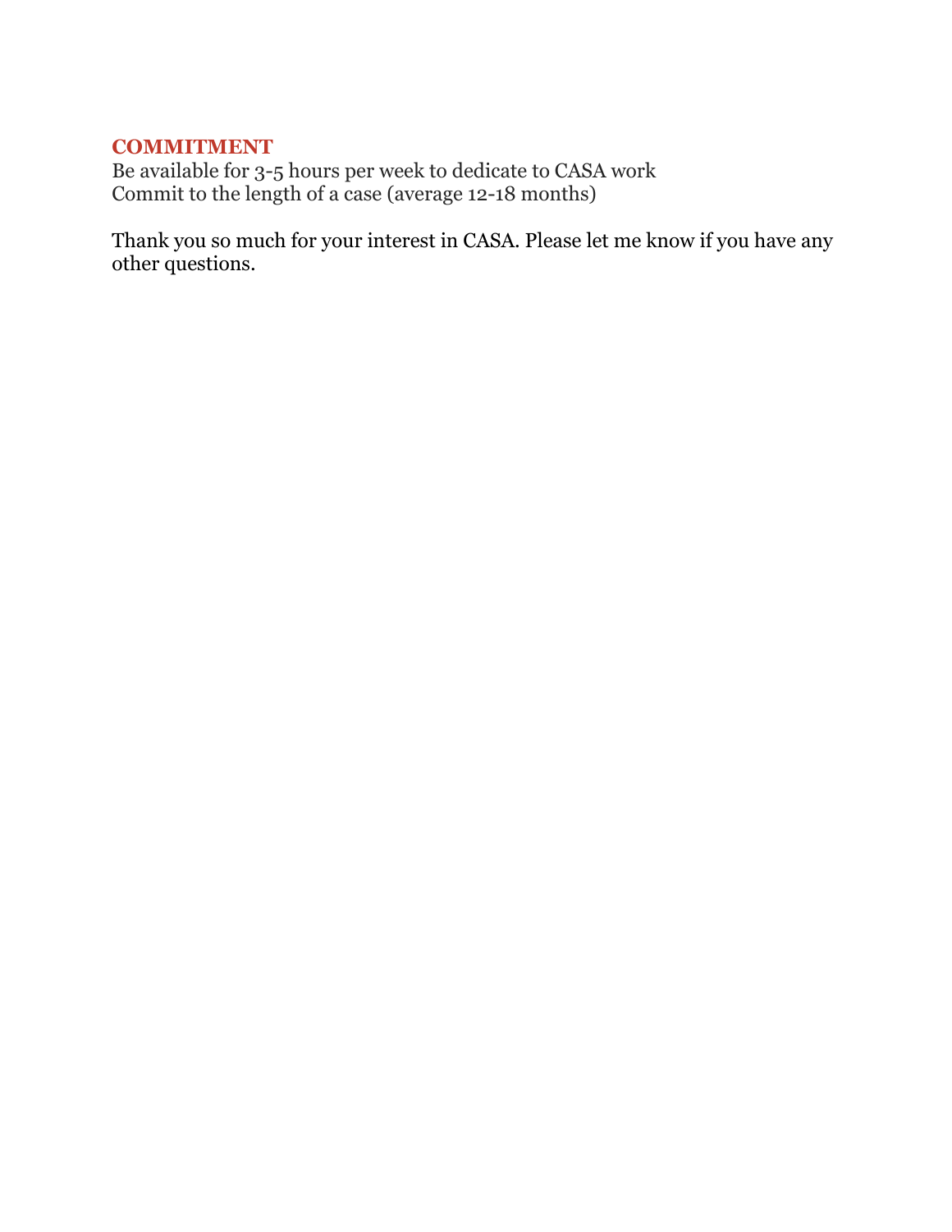**COMMITMENT**

Be available for 3-5 hours per week to dedicate to CASA work
Commit to the length of a case (average 12-18 months)

Thank you so much for your interest in CASA. Please let me know if you have any other questions.